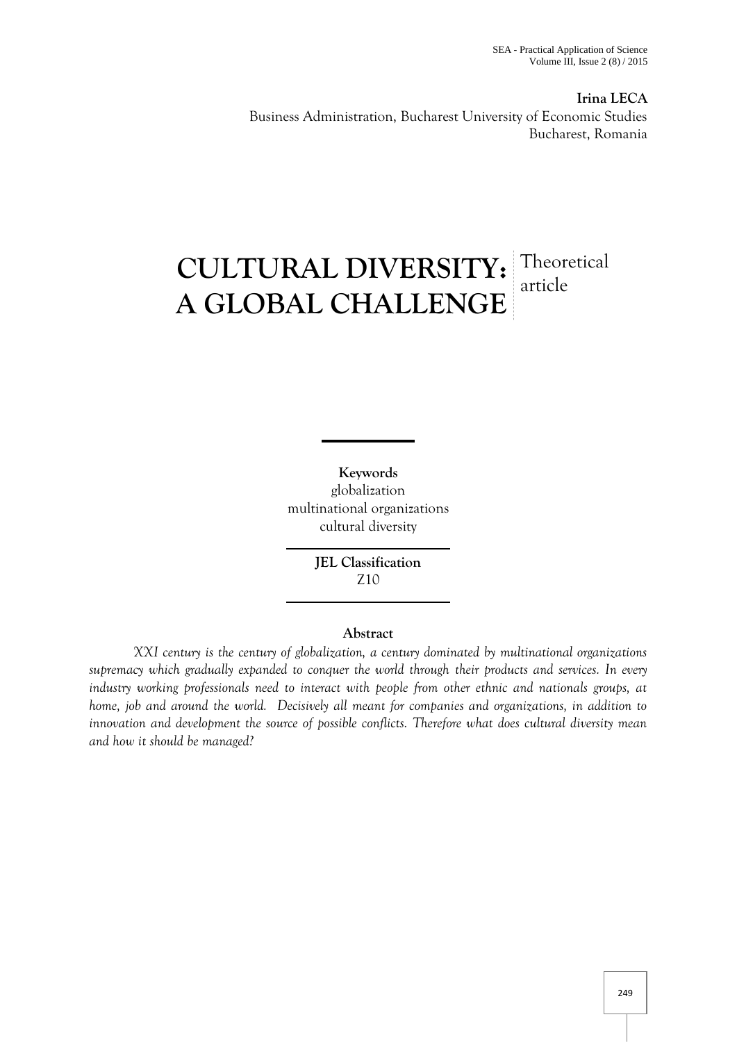**Irina LECA**
Business Administration, Bucharest University of Economic Studies
Bucharest, Romania

# CULTURAL DIVERSITY: A GLOBAL CHALLENGE

Theoretical article

**Keywords**
globalization
multinational organizations
cultural diversity

**JEL Classification**
Z10

**Abstract**

*XXI century is the century of globalization, a century dominated by multinational organizations supremacy which gradually expanded to conquer the world through their products and services. In every industry working professionals need to interact with people from other ethnic and nationals groups, at home, job and around the world. Decisively all meant for companies and organizations, in addition to innovation and development the source of possible conflicts. Therefore what does cultural diversity mean and how it should be managed?*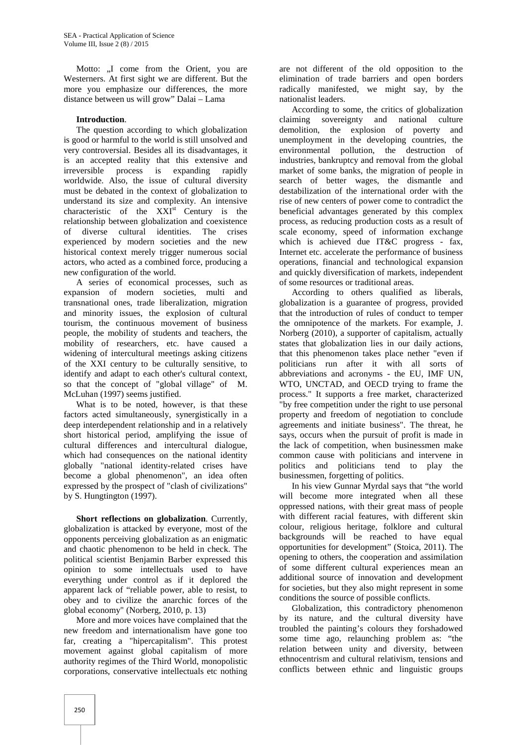Motto: „I come from the Orient, you are Westerners. At first sight we are different. But the more you emphasize our differences, the more distance between us will grow" Dalai – Lama

**Introduction**.

The question according to which globalization is good or harmful to the world is still unsolved and very controversial. Besides all its disadvantages, it is an accepted reality that this extensive and irreversible process is expanding rapidly worldwide. Also, the issue of cultural diversity must be debated in the context of globalization to understand its size and complexity. An intensive characteristic of the XXI[st] Century is the relationship between globalization and coexistence of diverse cultural identities. The crises experienced by modern societies and the new historical context merely trigger numerous social actors, who acted as a combined force, producing a new configuration of the world.

A series of economical processes, such as expansion of modern societies, multi and transnational ones, trade liberalization, migration and minority issues, the explosion of cultural tourism, the continuous movement of business people, the mobility of students and teachers, the mobility of researchers, etc. have caused a widening of intercultural meetings asking citizens of the XXI century to be culturally sensitive, to identify and adapt to each other's cultural context, so that the concept of "global village" of M. McLuhan (1997) seems justified.

What is to be noted, however, is that these factors acted simultaneously, synergistically in a deep interdependent relationship and in a relatively short historical period, amplifying the issue of cultural differences and intercultural dialogue, which had consequences on the national identity globally "national identity-related crises have become a global phenomenon", an idea often expressed by the prospect of "clash of civilizations" by S. Hungtington (1997).

**Short reflections on globalization**. Currently, globalization is attacked by everyone, most of the opponents perceiving globalization as an enigmatic and chaotic phenomenon to be held in check. The political scientist Benjamin Barber expressed this opinion to some intellectuals used to have everything under control as if it deplored the apparent lack of "reliable power, able to resist, to obey and to civilize the anarchic forces of the global economy" (Norberg, 2010, p. 13)

More and more voices have complained that the new freedom and internationalism have gone too far, creating a "hipercapitalism". This protest movement against global capitalism of more authority regimes of the Third World, monopolistic corporations, conservative intellectuals etc nothing are not different of the old opposition to the elimination of trade barriers and open borders radically manifested, we might say, by the nationalist leaders.

According to some, the critics of globalization claiming sovereignty and national culture demolition, the explosion of poverty and unemployment in the developing countries, the environmental pollution, the destruction of industries, bankruptcy and removal from the global market of some banks, the migration of people in search of better wages, the dismantle and destabilization of the international order with the rise of new centers of power come to contradict the beneficial advantages generated by this complex process, as reducing production costs as a result of scale economy, speed of information exchange which is achieved due IT&C progress - fax, Internet etc. accelerate the performance of business operations, financial and technological expansion and quickly diversification of markets, independent of some resources or traditional areas.

According to others qualified as liberals, globalization is a guarantee of progress, provided that the introduction of rules of conduct to temper the omnipotence of the markets. For example, J. Norberg (2010), a supporter of capitalism, actually states that globalization lies in our daily actions, that this phenomenon takes place nether "even if politicians run after it with all sorts of abbreviations and acronyms - the EU, IMF UN, WTO, UNCTAD, and OECD trying to frame the process." It supports a free market, characterized "by free competition under the right to use personal property and freedom of negotiation to conclude agreements and initiate business". The threat, he says, occurs when the pursuit of profit is made in the lack of competition, when businessmen make common cause with politicians and intervene in politics and politicians tend to play the businessmen, forgetting of politics.

In his view Gunnar Myrdal says that "the world will become more integrated when all these oppressed nations, with their great mass of people with different racial features, with different skin colour, religious heritage, folklore and cultural backgrounds will be reached to have equal opportunities for development" (Stoica, 2011). The opening to others, the cooperation and assimilation of some different cultural experiences mean an additional source of innovation and development for societies, but they also might represent in some conditions the source of possible conflicts.

Globalization, this contradictory phenomenon by its nature, and the cultural diversity have troubled the painting's colours they forshadowed some time ago, relaunching problem as: "the relation between unity and diversity, between ethnocentrism and cultural relativism, tensions and conflicts between ethnic and linguistic groups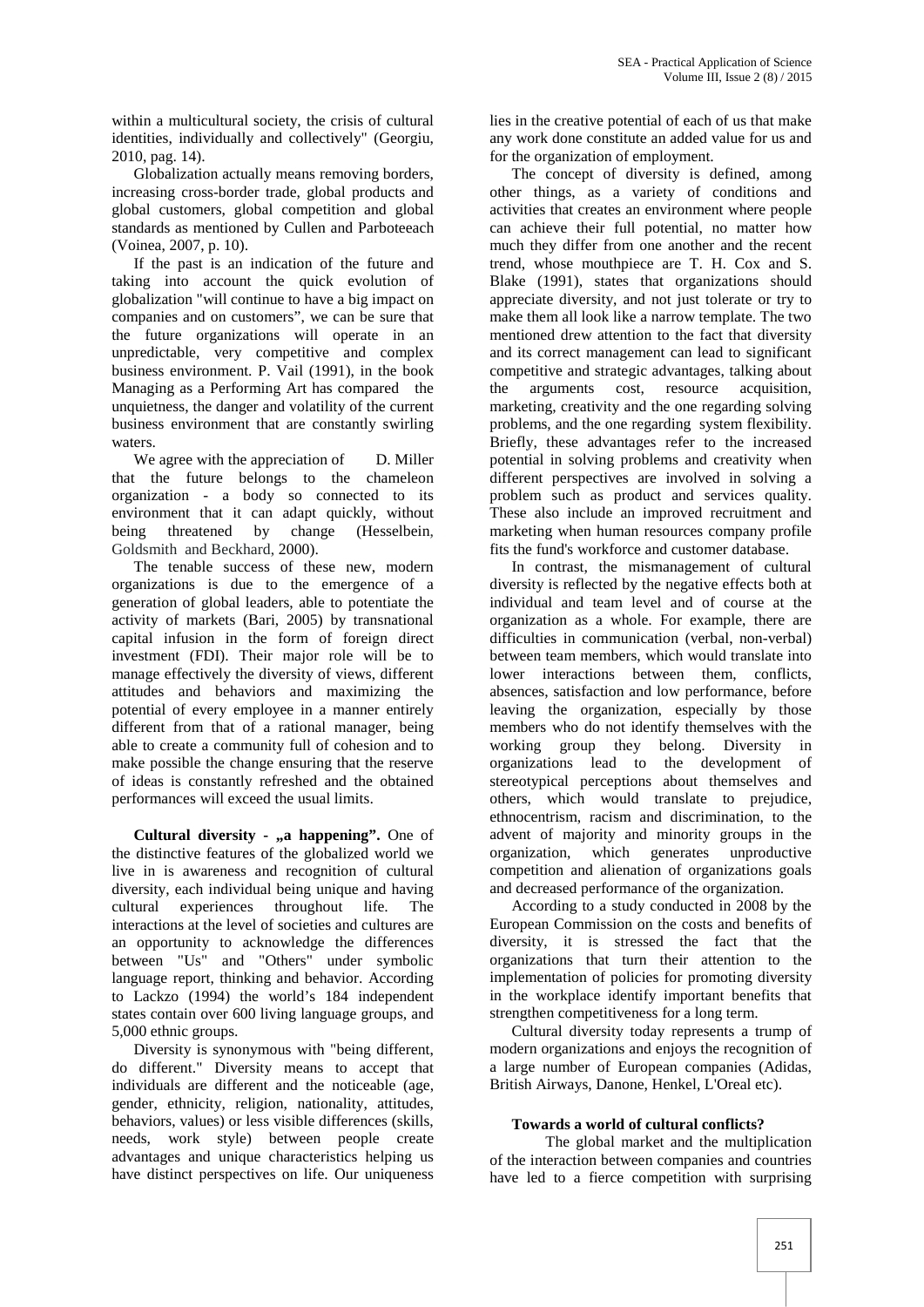within a multicultural society, the crisis of cultural identities, individually and collectively" (Georgiu, 2010, pag. 14).

Globalization actually means removing borders, increasing cross-border trade, global products and global customers, global competition and global standards as mentioned by Cullen and Parboteeach (Voinea, 2007, p. 10).

If the past is an indication of the future and taking into account the quick evolution of globalization "will continue to have a big impact on companies and on customers", we can be sure that the future organizations will operate in an unpredictable, very competitive and complex business environment. P. Vail (1991), in the book Managing as a Performing Art has compared the unquietness, the danger and volatility of the current business environment that are constantly swirling waters.

We agree with the appreciation of D. Miller that the future belongs to the chameleon organization - a body so connected to its environment that it can adapt quickly, without being threatened by change (Hesselbein, Goldsmith and Beckhard, 2000).

The tenable success of these new, modern organizations is due to the emergence of a generation of global leaders, able to potentiate the activity of markets (Bari, 2005) by transnational capital infusion in the form of foreign direct investment (FDI). Their major role will be to manage effectively the diversity of views, different attitudes and behaviors and maximizing the potential of every employee in a manner entirely different from that of a rational manager, being able to create a community full of cohesion and to make possible the change ensuring that the reserve of ideas is constantly refreshed and the obtained performances will exceed the usual limits.

**Cultural diversity - „a happening".** One of the distinctive features of the globalized world we live in is awareness and recognition of cultural diversity, each individual being unique and having cultural experiences throughout life. The interactions at the level of societies and cultures are an opportunity to acknowledge the differences between "Us" and "Others" under symbolic language report, thinking and behavior. According to Lackzo (1994) the world's 184 independent states contain over 600 living language groups, and 5,000 ethnic groups.

Diversity is synonymous with "being different, do different." Diversity means to accept that individuals are different and the noticeable (age, gender, ethnicity, religion, nationality, attitudes, behaviors, values) or less visible differences (skills, needs, work style) between people create advantages and unique characteristics helping us have distinct perspectives on life. Our uniqueness lies in the creative potential of each of us that make any work done constitute an added value for us and for the organization of employment.

The concept of diversity is defined, among other things, as a variety of conditions and activities that creates an environment where people can achieve their full potential, no matter how much they differ from one another and the recent trend, whose mouthpiece are T. H. Cox and S. Blake (1991), states that organizations should appreciate diversity, and not just tolerate or try to make them all look like a narrow template. The two mentioned drew attention to the fact that diversity and its correct management can lead to significant competitive and strategic advantages, talking about the arguments cost, resource acquisition, marketing, creativity and the one regarding solving problems, and the one regarding system flexibility. Briefly, these advantages refer to the increased potential in solving problems and creativity when different perspectives are involved in solving a problem such as product and services quality. These also include an improved recruitment and marketing when human resources company profile fits the fund's workforce and customer database.

In contrast, the mismanagement of cultural diversity is reflected by the negative effects both at individual and team level and of course at the organization as a whole. For example, there are difficulties in communication (verbal, non-verbal) between team members, which would translate into lower interactions between them, conflicts, absences, satisfaction and low performance, before leaving the organization, especially by those members who do not identify themselves with the working group they belong. Diversity in organizations lead to the development of stereotypical perceptions about themselves and others, which would translate to prejudice, ethnocentrism, racism and discrimination, to the advent of majority and minority groups in the organization, which generates unproductive competition and alienation of organizations goals and decreased performance of the organization.

According to a study conducted in 2008 by the European Commission on the costs and benefits of diversity, it is stressed the fact that the organizations that turn their attention to the implementation of policies for promoting diversity in the workplace identify important benefits that strengthen competitiveness for a long term.

Cultural diversity today represents a trump of modern organizations and enjoys the recognition of a large number of European companies (Adidas, British Airways, Danone, Henkel, L'Oreal etc).

**Towards a world of cultural conflicts?**

The global market and the multiplication of the interaction between companies and countries have led to a fierce competition with surprising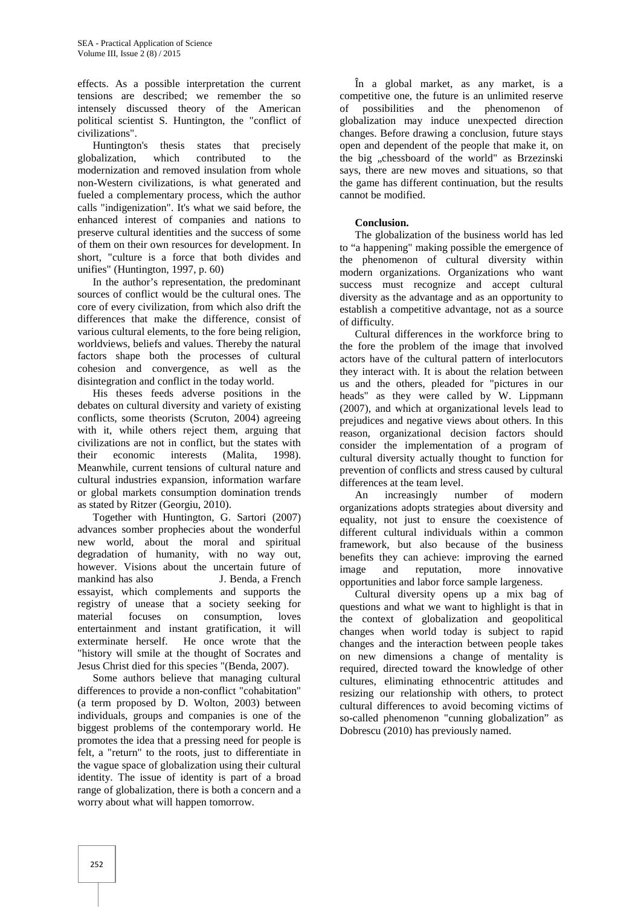effects. As a possible interpretation the current tensions are described; we remember the so intensely discussed theory of the American political scientist S. Huntington, the "conflict of civilizations".

Huntington's thesis states that precisely globalization, which contributed to the modernization and removed insulation from whole non-Western civilizations, is what generated and fueled a complementary process, which the author calls "indigenization". It's what we said before, the enhanced interest of companies and nations to preserve cultural identities and the success of some of them on their own resources for development. In short, "culture is a force that both divides and unifies" (Huntington, 1997, p. 60)

In the author's representation, the predominant sources of conflict would be the cultural ones. The core of every civilization, from which also drift the differences that make the difference, consist of various cultural elements, to the fore being religion, worldviews, beliefs and values. Thereby the natural factors shape both the processes of cultural cohesion and convergence, as well as the disintegration and conflict in the today world.

His theses feeds adverse positions in the debates on cultural diversity and variety of existing conflicts, some theorists (Scruton, 2004) agreeing with it, while others reject them, arguing that civilizations are not in conflict, but the states with their economic interests (Malita, 1998). Meanwhile, current tensions of cultural nature and cultural industries expansion, information warfare or global markets consumption domination trends as stated by Ritzer (Georgiu, 2010).

Together with Huntington, G. Sartori (2007) advances somber prophecies about the wonderful new world, about the moral and spiritual degradation of humanity, with no way out, however. Visions about the uncertain future of mankind has also J. Benda, a French essayist, which complements and supports the registry of unease that a society seeking for material focuses on consumption, loves entertainment and instant gratification, it will exterminate herself. He once wrote that the "history will smile at the thought of Socrates and Jesus Christ died for this species "(Benda, 2007).

Some authors believe that managing cultural differences to provide a non-conflict "cohabitation" (a term proposed by D. Wolton, 2003) between individuals, groups and companies is one of the biggest problems of the contemporary world. He promotes the idea that a pressing need for people is felt, a "return" to the roots, just to differentiate in the vague space of globalization using their cultural identity. The issue of identity is part of a broad range of globalization, there is both a concern and a worry about what will happen tomorrow.

În a global market, as any market, is a competitive one, the future is an unlimited reserve of possibilities and the phenomenon of globalization may induce unexpected direction changes. Before drawing a conclusion, future stays open and dependent of the people that make it, on the big „chessboard of the world" as Brzezinski says, there are new moves and situations, so that the game has different continuation, but the results cannot be modified.

**Conclusion.**

The globalization of the business world has led to "a happening" making possible the emergence of the phenomenon of cultural diversity within modern organizations. Organizations who want success must recognize and accept cultural diversity as the advantage and as an opportunity to establish a competitive advantage, not as a source of difficulty.

Cultural differences in the workforce bring to the fore the problem of the image that involved actors have of the cultural pattern of interlocutors they interact with. It is about the relation between us and the others, pleaded for "pictures in our heads" as they were called by W. Lippmann (2007), and which at organizational levels lead to prejudices and negative views about others. In this reason, organizational decision factors should consider the implementation of a program of cultural diversity actually thought to function for prevention of conflicts and stress caused by cultural differences at the team level.

An increasingly number of modern organizations adopts strategies about diversity and equality, not just to ensure the coexistence of different cultural individuals within a common framework, but also because of the business benefits they can achieve: improving the earned image and reputation, more innovative opportunities and labor force sample largeness.

Cultural diversity opens up a mix bag of questions and what we want to highlight is that in the context of globalization and geopolitical changes when world today is subject to rapid changes and the interaction between people takes on new dimensions a change of mentality is required, directed toward the knowledge of other cultures, eliminating ethnocentric attitudes and resizing our relationship with others, to protect cultural differences to avoid becoming victims of so-called phenomenon "cunning globalization" as Dobrescu (2010) has previously named.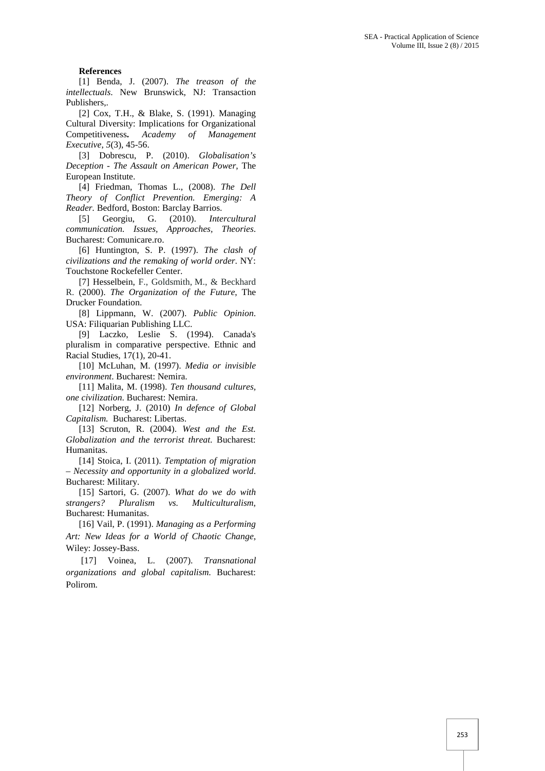**References**

[1] Benda, J. (2007). *The treason of the intellectuals*. New Brunswick, NJ: Transaction Publishers,.

[2] Cox, T.H., & Blake, S. (1991). Managing Cultural Diversity: Implications for Organizational Competitiveness**.** *Academy of Management Executive*, *5*(3), 45-56.

[3] Dobrescu, P. (2010). *Globalisation's Deception - The Assault on American Power*, The European Institute.

[4] Friedman, Thomas L., (2008). *The Dell Theory of Conflict Prevention. Emerging: A Reader.* Bedford, Boston: Barclay Barrios.

[5] Georgiu, G. (2010). *Intercultural communication. Issues, Approaches, Theories.* Bucharest: Comunicare.ro.

[6] Huntington, S. P. (1997). *The clash of civilizations and the remaking of world order*. NY: Touchstone Rockefeller Center.

[7] Hesselbein, F., Goldsmith, M., & Beckhard R. (2000). *The Organization of the Future*, The Drucker Foundation.

[8] Lippmann, W. (2007). *Public Opinion.* USA: Filiquarian Publishing LLC.

[9] Laczko, Leslie S. (1994). Canada's pluralism in comparative perspective. Ethnic and Racial Studies, 17(1), 20-41.

[10] McLuhan, M. (1997). *Media or invisible environment*. Bucharest: Nemira.

[11] Malita, M. (1998). *Ten thousand cultures, one civilization*. Bucharest: Nemira.

[12] Norberg, J. (2010) *In defence of Global Capitalism.* Bucharest: Libertas.

[13] Scruton, R. (2004). *West and the Est. Globalization and the terrorist threat.* Bucharest: Humanitas.

[14] Stoica, I. (2011). *Temptation of migration – Necessity and opportunity in a globalized world*. Bucharest: Military.

[15] Sartori, G. (2007). *What do we do with strangers? Pluralism vs. Multiculturalism*, Bucharest: Humanitas.

[16] Vail, P. (1991). *Managing as a Performing Art: New Ideas for a World of Chaotic Change*, Wiley: Jossey-Bass.

[17] Voinea, L. (2007). *Transnational organizations and global capitalism.* Bucharest: Polirom.